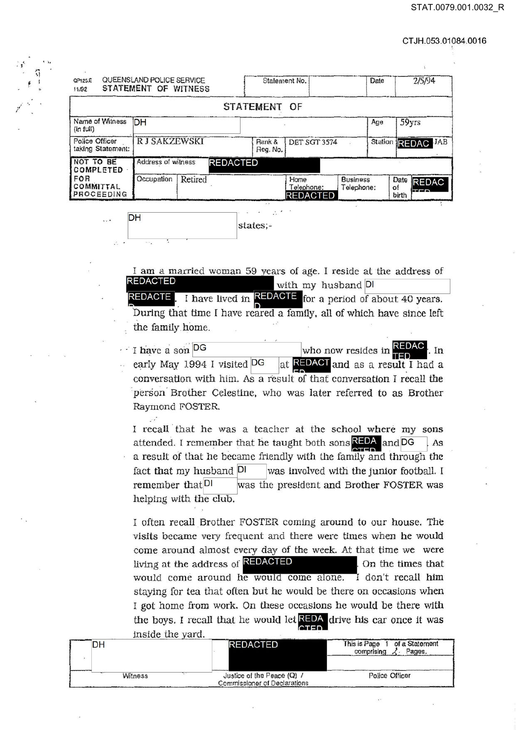QP125.E 11/92 QUEENSLAND POLICE SERVICE
**STATEMENT OF WITNESS**

| Statement No. | | Date | 2/5/94 |
|---|---|---|---|

## STATEMENT OF

| Name of Witness (in full) | DH | | | Age | 59yrs |
|---|---|---|---|---|---|
| Police Officer taking Statement: | R J SAKZEWSKI | Rank & Reg. No. | DET SGT 3574 | Station | REDACTED JAB |
| NOT TO BE COMPLETED FOR COMMITTAL PROCEEDING | Address of witness | REDACTED | | | |
| | Occupation | Retired | Home Telephone: REDACTED | Business Telephone: | Date of birth REDACTED |

DH states;-

I am a married woman 59 years of age. I reside at the address of REDACTED with my husband DI REDACTED. I have lived in REDACTED for a period of about 40 years. During that time I have reared a family, all of which have since left the family home.

I have a son DG who now resides in REDACTED. In early May 1994 I visited DG at REDACTED and as a result I had a conversation with him. As a result of that conversation I recall the person Brother Celestine, who was later referred to as Brother Raymond FOSTER.

I recall that he was a teacher at the school where my sons attended. I remember that he taught both sons REDACTED and DG. As a result of that he became friendly with the family and through the fact that my husband DI was involved with the junior football. I remember that DI was the president and Brother FOSTER was helping with the club.

I often recall Brother FOSTER coming around to our house. The visits became very frequent and there were times when he would come around almost every day of the week. At that time we were living at the address of REDACTED. On the times that would come around he would come alone. I don't recall him staying for tea that often but he would be there on occasions when I got home from work. On these occasions he would be there with the boys. I recall that he would let REDACTED drive his car once it was inside the yard.

| DH | REDACTED | This is Page 1 of a Statement comprising 2 Pages. |
|---|---|---|
| Witness | Justice of the Peace (Q) / Commissioner of Declarations | Police Officer |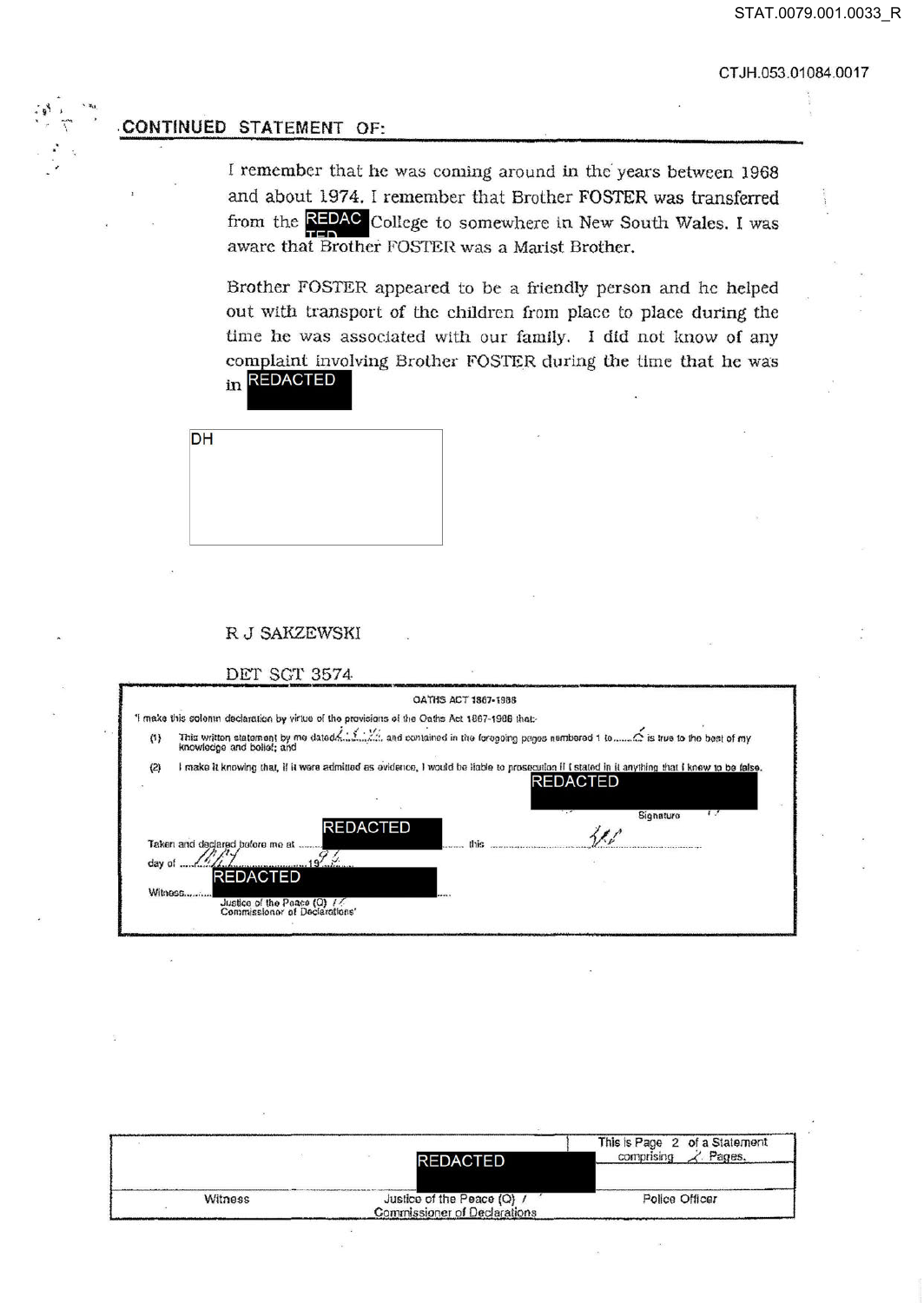**CONTINUED STATEMENT OF:**

I remember that he was coming around in the years between 1968 and about 1974. I remember that Brother FOSTER was transferred from the REDACTED College to somewhere in New South Wales. I was aware that Brother FOSTER was a Marist Brother.

Brother FOSTER appeared to be a friendly person and he helped out with transport of the children from place to place during the time he was associated with our family. I did not know of any complaint involving Brother FOSTER during the time that he was in REDACTED

DH

R J SAKZEWSKI

DET SGT 3574

OATHS ACT 1867-1988

'I make this solemn declaration by virtue of the provisions of the Oaths Act 1867-1988 that:-

(1) This written statement by me dated ........ and contained in the foregoing pages numbered 1 to ...2... is true to the best of my knowledge and belief; and

(2) I make it knowing that, if it were admitted as evidence, I would be liable to prosecution if I stated in it anything that I know to be false.

REDACTED

Signature

Taken and declared before me at REDACTED this ...... day of ......... 19...

Witness REDACTED
Justice of the Peace (Q) / Commissioner of Declarations'

| Witness | REDACTED Justice of the Peace (Q) / Commissioner of Declarations | This is Page 2 of a Statement comprising 2 Pages. Police Officer |
|---|---|---|